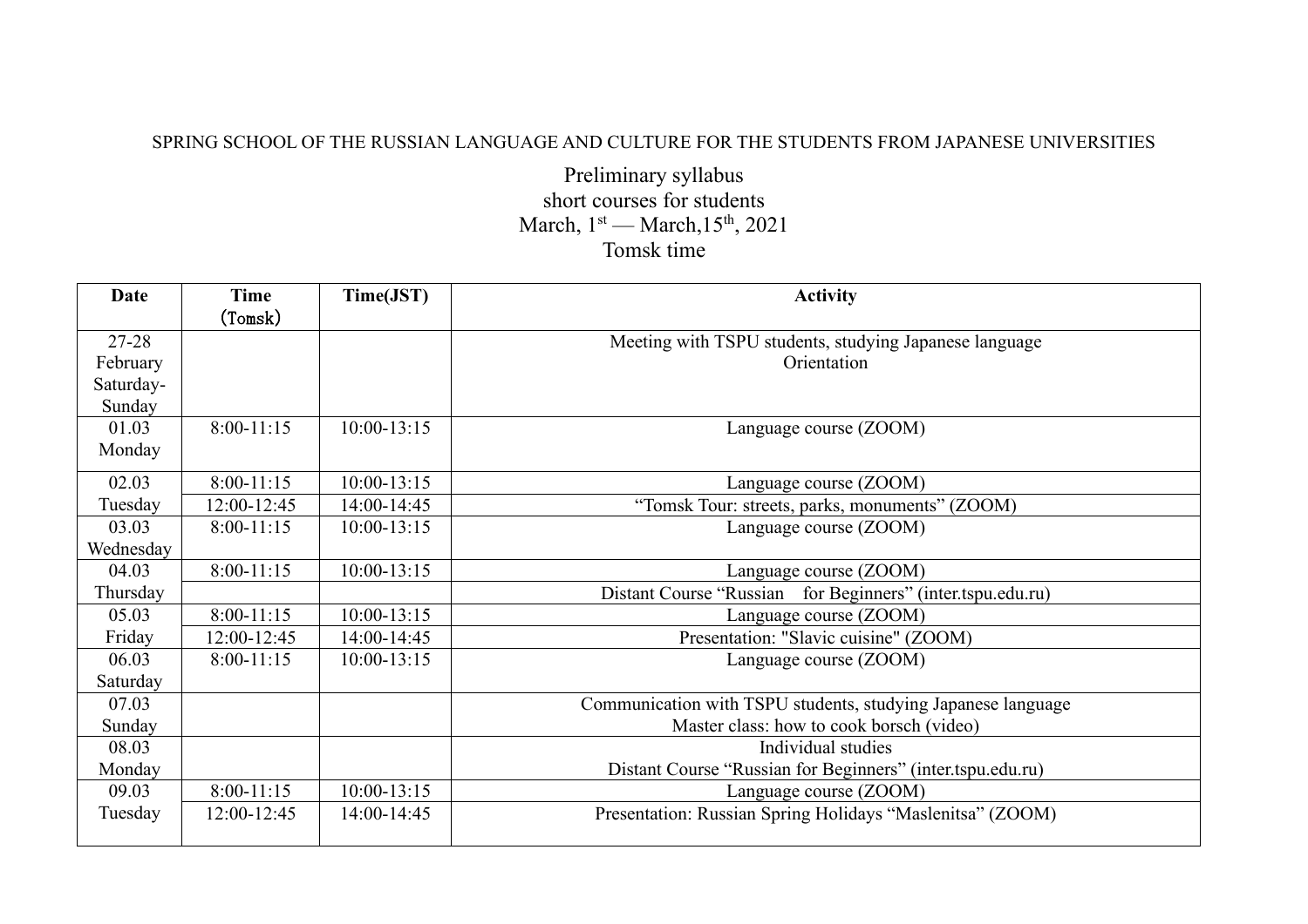SPRING SCHOOL OF THE RUSSIAN LANGUAGE AND CULTURE FOR THE STUDENTS FROM JAPANESE UNIVERSITIES

Preliminary syllabus
short courses for students
March, 1st — March,15th, 2021
Tomsk time

| Date | Time (Tomsk) | Time(JST) | Activity |
|---|---|---|---|
| 27-28 February Saturday-Sunday | | | Meeting with TSPU students, studying Japanese language<br>Orientation |
| 01.03 Monday | 8:00-11:15 | 10:00-13:15 | Language course (ZOOM) |
| 02.03 Tuesday | 8:00-11:15 | 10:00-13:15 | Language course (ZOOM) |
| | 12:00-12:45 | 14:00-14:45 | "Tomsk Tour: streets, parks, monuments" (ZOOM) |
| 03.03 Wednesday | 8:00-11:15 | 10:00-13:15 | Language course (ZOOM) |
| 04.03 Thursday | 8:00-11:15 | 10:00-13:15 | Language course (ZOOM) |
| | | | Distant Course "Russian for Beginners" (inter.tspu.edu.ru) |
| 05.03 Friday | 8:00-11:15 | 10:00-13:15 | Language course (ZOOM) |
| | 12:00-12:45 | 14:00-14:45 | Presentation: "Slavic cuisine" (ZOOM) |
| 06.03 Saturday | 8:00-11:15 | 10:00-13:15 | Language course (ZOOM) |
| 07.03 Sunday | | | Communication with TSPU students, studying Japanese language<br>Master class: how to cook borsch (video) |
| 08.03 Monday | | | Individual studies<br>Distant Course "Russian for Beginners" (inter.tspu.edu.ru) |
| 09.03 Tuesday | 8:00-11:15 | 10:00-13:15 | Language course (ZOOM) |
| | 12:00-12:45 | 14:00-14:45 | Presentation: Russian Spring Holidays "Maslenitsa" (ZOOM) |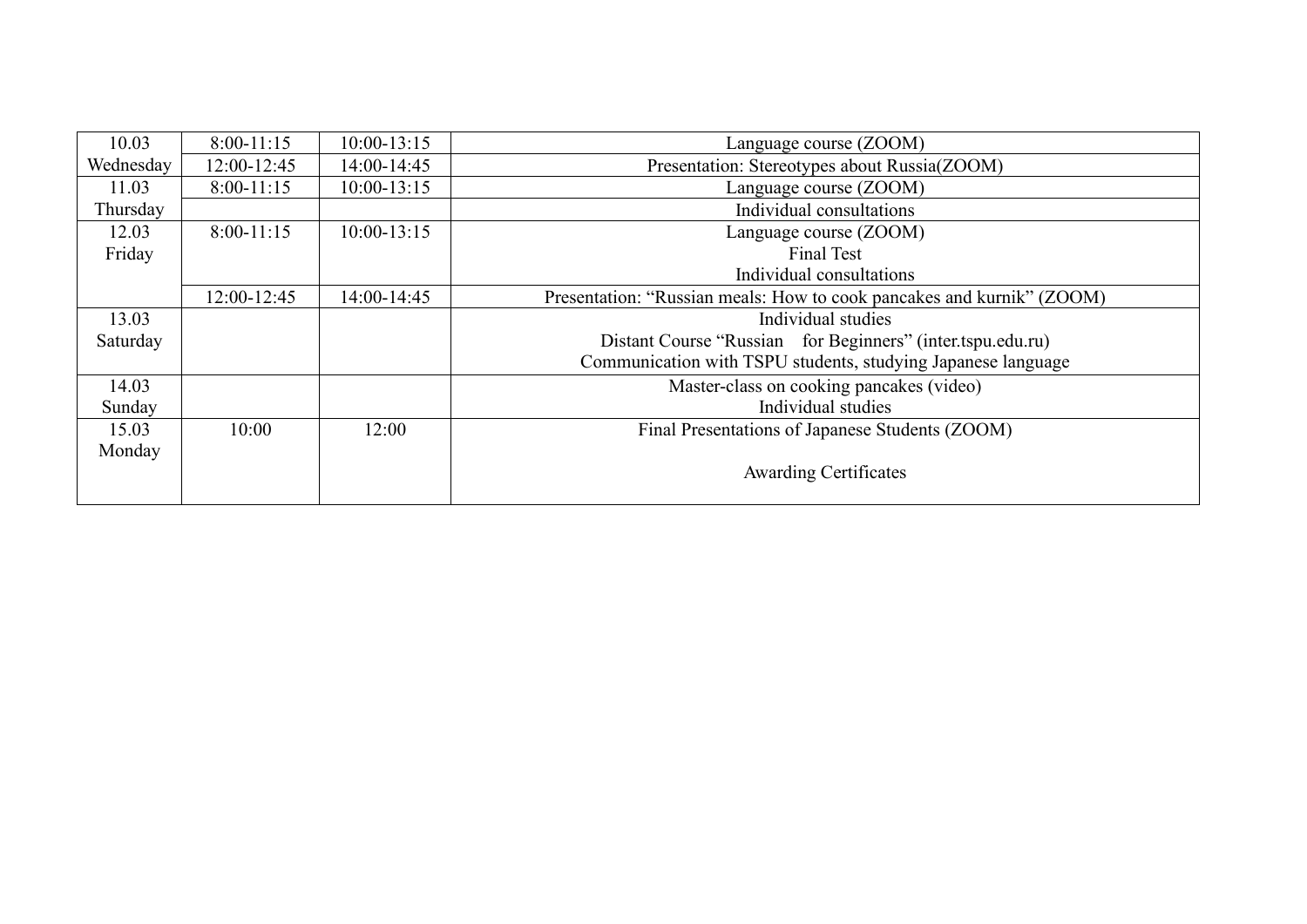| | | | |
|---|---|---|---|
| 10.03 Wednesday | 8:00-11:15 | 10:00-13:15 | Language course (ZOOM) |
| | 12:00-12:45 | 14:00-14:45 | Presentation: Stereotypes about Russia(ZOOM) |
| 11.03 Thursday | 8:00-11:15 | 10:00-13:15 | Language course (ZOOM) |
| | | | Individual consultations |
| 12.03 Friday | 8:00-11:15 | 10:00-13:15 | Language course (ZOOM)<br>Final Test<br>Individual consultations |
| | 12:00-12:45 | 14:00-14:45 | Presentation: "Russian meals: How to cook pancakes and kurnik" (ZOOM) |
| 13.03 Saturday | | | Individual studies<br>Distant Course "Russian for Beginners" (inter.tspu.edu.ru)<br>Communication with TSPU students, studying Japanese language |
| 14.03 Sunday | | | Master-class on cooking pancakes (video)<br>Individual studies |
| 15.03 Monday | 10:00 | 12:00 | Final Presentations of Japanese Students (ZOOM)<br><br>Awarding Certificates |